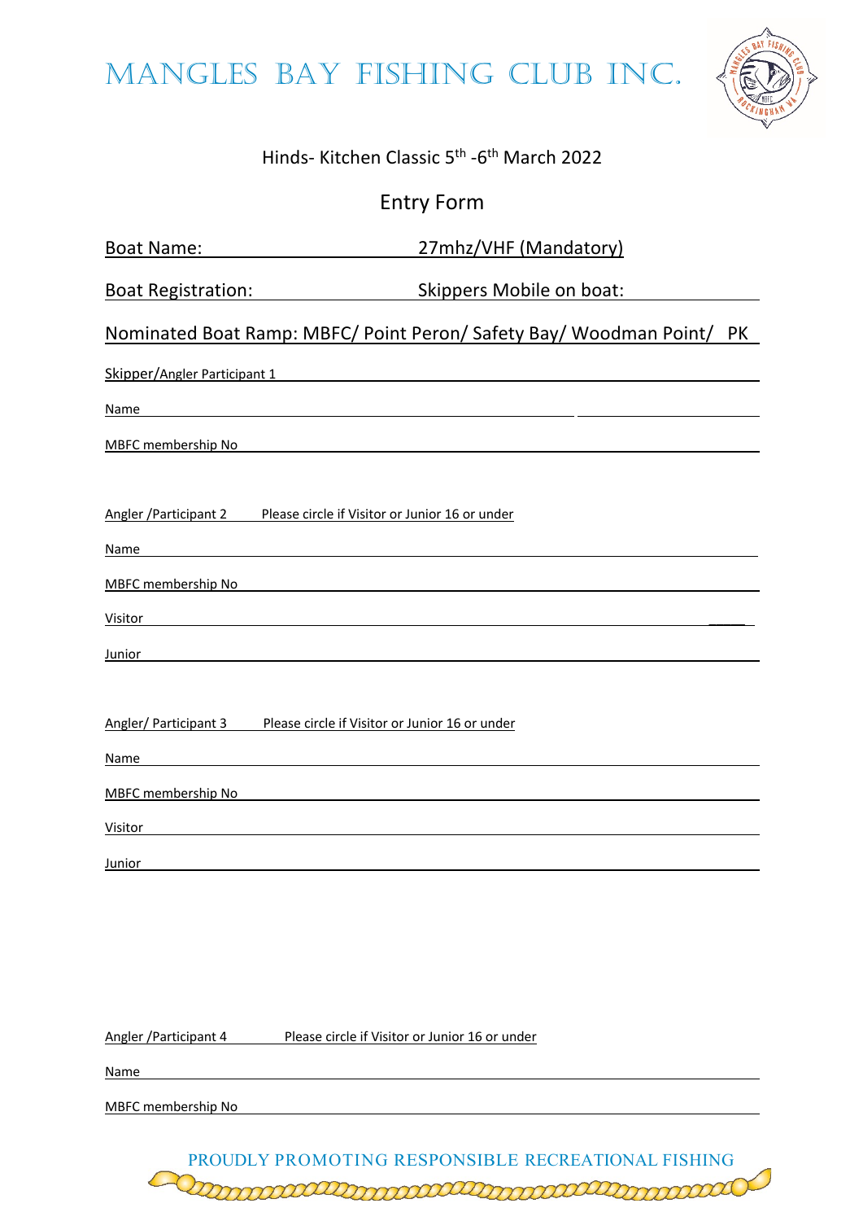# MANGLES BAY FISHING CLUB INC.

Hinds- Kitchen Classic 5th -6th March 2022

## Entry Form

Boat Name: 27mhz/VHF (Mandatory)

Boat Registration: Skippers Mobile on boat:

Nominated Boat Ramp: MBFC/ Point Peron/ Safety Bay/ Woodman Point/ PK

Skipper/Angler Participant 1

Name

MBFC membership No

Angler /Participant 2 Please circle if Visitor or Junior 16 or under

Name

MBFC membership No

Visitor

Junior

Angler/ Participant 3 Please circle if Visitor or Junior 16 or under

Name

MBFC membership No

Visitor

Junior

Angler /Participant 4 Please circle if Visitor or Junior 16 or under

Name

MBFC membership No

PROUDLY PROMOTING RESPONSIBLE RECREATIONAL FISHING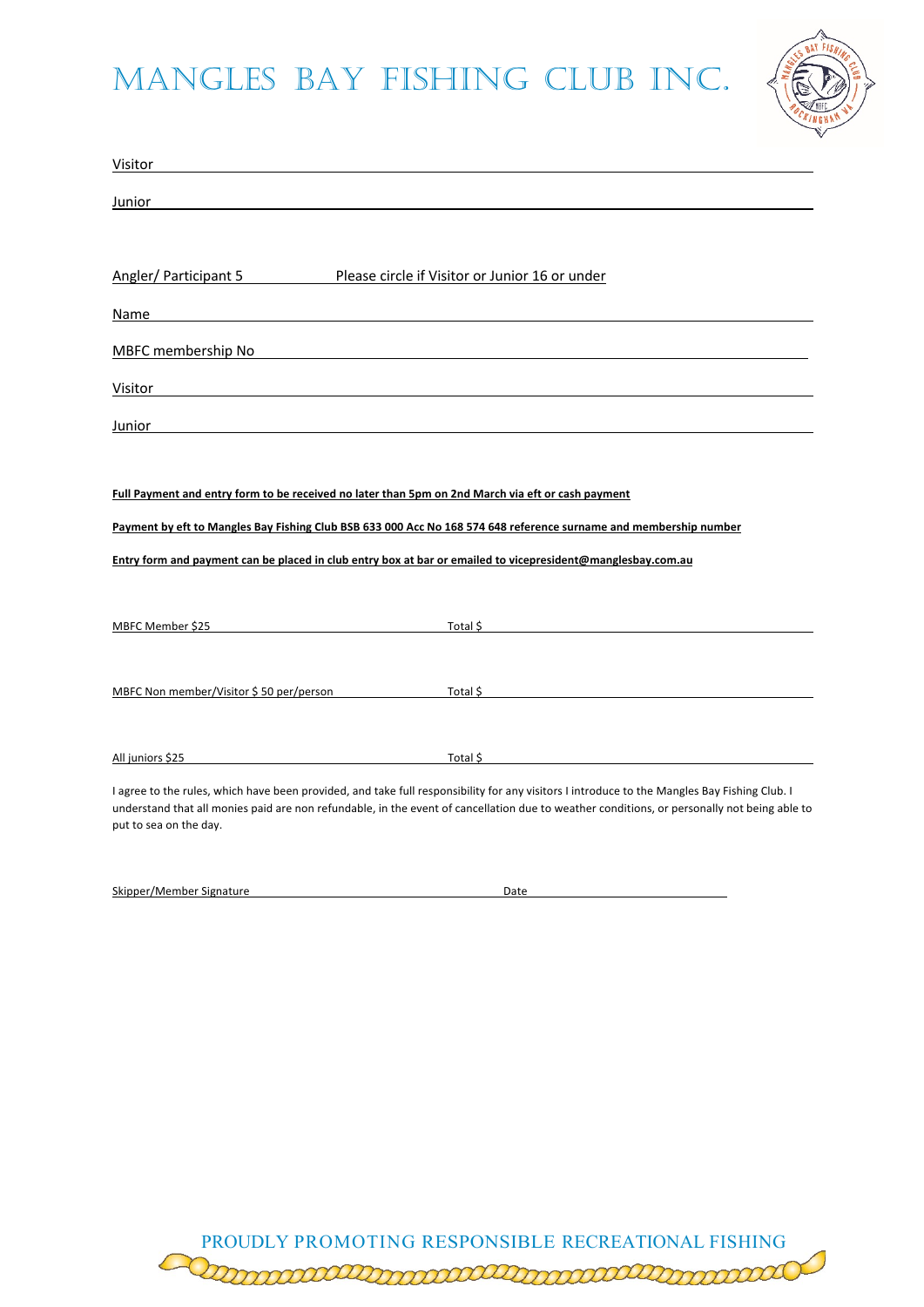# MANGLES BAY FISHING CLUB INC.

Visitor

Junior

Angler/ Participant 5 Please circle if Visitor or Junior 16 or under

Name

MBFC membership No

Visitor

Junior

**Full Payment and entry form to be received no later than 5pm on 2nd March via eft or cash payment**

**Payment by eft to Mangles Bay Fishing Club BSB 633 000 Acc No 168 574 648 reference surname and membership number**

**Entry form and payment can be placed in club entry box at bar or emailed to vicepresident@manglesbay.com.au**

MBFC Member $25 Total $

MBFC Non member/Visitor $ 50 per/person Total $

All juniors $25 Total $

I agree to the rules, which have been provided, and take full responsibility for any visitors I introduce to the Mangles Bay Fishing Club. I understand that all monies paid are non refundable, in the event of cancellation due to weather conditions, or personally not being able to put to sea on the day.

Skipper/Member Signature Date

PROUDLY PROMOTING RESPONSIBLE RECREATIONAL FISHING